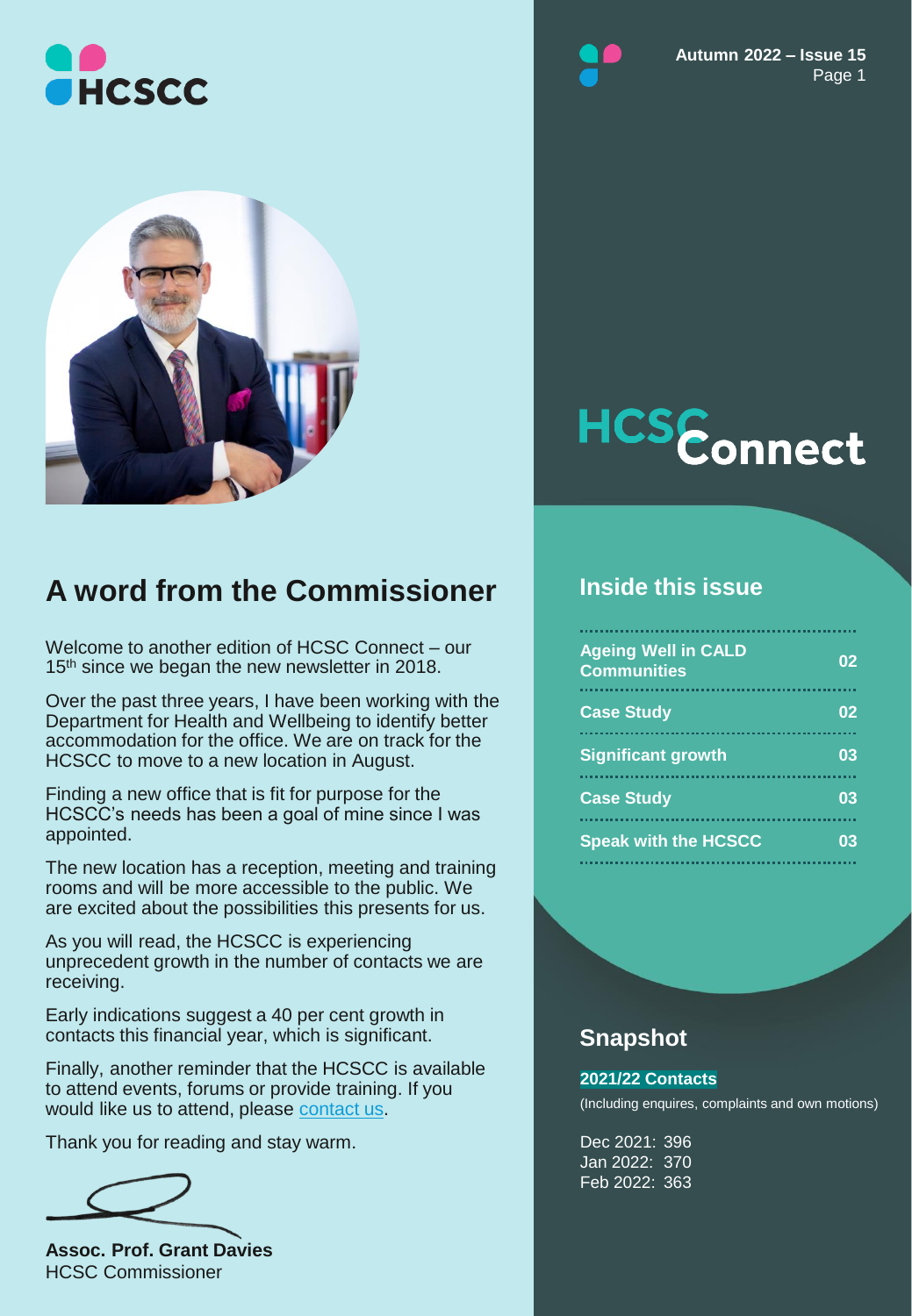# HCSC Connect

Autumn 2022 – Issue 15

## A word from the Commissioner

Welcome to another edition of HCSC Connect – our 15th since we began the new newsletter in 2018.

Over the past three years, I have been working with the Department for Health and Wellbeing to identify better accommodation for the office. We are on track for the HCSCC to move to a new location in August.

Finding a new office that is fit for purpose for the HCSCC's needs has been a goal of mine since I was appointed.

The new location has a reception, meeting and training rooms and will be more accessible to the public. We are excited about the possibilities this presents for us.

As you will read, the HCSCC is experiencing unprecedent growth in the number of contacts we are receiving.

Early indications suggest a 40 per cent growth in contacts this financial year, which is significant.

Finally, another reminder that the HCSCC is available to attend events, forums or provide training. If you would like us to attend, please contact us.

Thank you for reading and stay warm.

**Assoc. Prof. Grant Davies**
HCSC Commissioner

## Inside this issue

| | |
|---|---|
| **Ageing Well in CALD Communities** | **02** |
| **Case Study** | **02** |
| **Significant growth** | **03** |
| **Case Study** | **03** |
| **Speak with the HCSCC** | **03** |

## Snapshot

**2021/22 Contacts**

(Including enquires, complaints and own motions)

Dec 2021: 396
Jan 2022: 370
Feb 2022: 363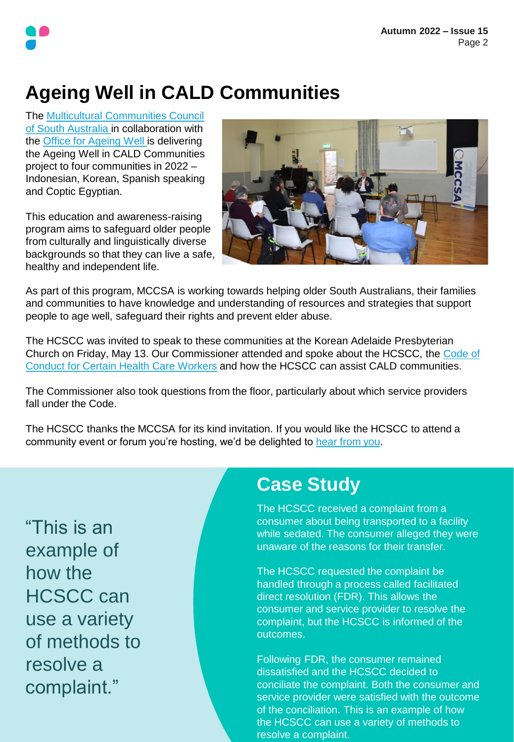# Ageing Well in CALD Communities

The Multicultural Communities Council of South Australia in collaboration with the Office for Ageing Well is delivering the Ageing Well in CALD Communities project to four communities in 2022 – Indonesian, Korean, Spanish speaking and Coptic Egyptian.

This education and awareness-raising program aims to safeguard older people from culturally and linguistically diverse backgrounds so that they can live a safe, healthy and independent life.

As part of this program, MCCSA is working towards helping older South Australians, their families and communities to have knowledge and understanding of resources and strategies that support people to age well, safeguard their rights and prevent elder abuse.

The HCSCC was invited to speak to these communities at the Korean Adelaide Presbyterian Church on Friday, May 13. Our Commissioner attended and spoke about the HCSCC, the Code of Conduct for Certain Health Care Workers and how the HCSCC can assist CALD communities.

The Commissioner also took questions from the floor, particularly about which service providers fall under the Code.

The HCSCC thanks the MCCSA for its kind invitation. If you would like the HCSCC to attend a community event or forum you're hosting, we'd be delighted to hear from you.

"This is an example of how the HCSCC can use a variety of methods to resolve a complaint."

## Case Study

The HCSCC received a complaint from a consumer about being transported to a facility while sedated. The consumer alleged they were unaware of the reasons for their transfer.

The HCSCC requested the complaint be handled through a process called facilitated direct resolution (FDR). This allows the consumer and service provider to resolve the complaint, but the HCSCC is informed of the outcomes.

Following FDR, the consumer remained dissatisfied and the HCSCC decided to conciliate the complaint. Both the consumer and service provider were satisfied with the outcome of the conciliation. This is an example of how the HCSCC can use a variety of methods to resolve a complaint.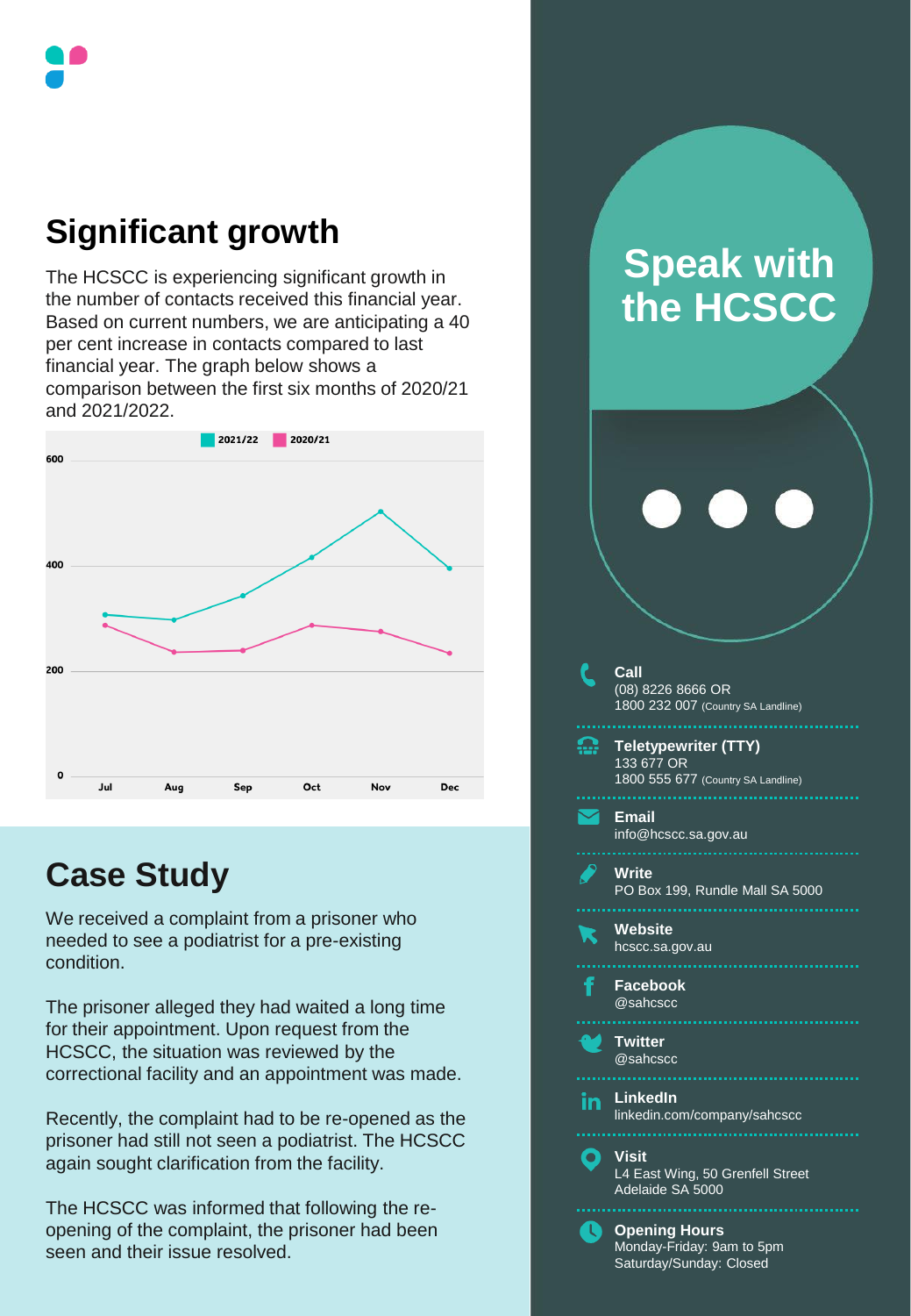## Significant growth

The HCSCC is experiencing significant growth in the number of contacts received this financial year. Based on current numbers, we are anticipating a 40 per cent increase in contacts compared to last financial year. The graph below shows a comparison between the first six months of 2020/21 and 2021/2022.

2021/22
2020/21
600
400
200
0
Jul
Aug
Sep
Oct
Nov
Dec

## Case Study

We received a complaint from a prisoner who needed to see a podiatrist for a pre-existing condition.

The prisoner alleged they had waited a long time for their appointment. Upon request from the HCSCC, the situation was reviewed by the correctional facility and an appointment was made.

Recently, the complaint had to be re-opened as the prisoner had still not seen a podiatrist. The HCSCC again sought clarification from the facility.

The HCSCC was informed that following the re-opening of the complaint, the prisoner had been seen and their issue resolved.

## Speak with the HCSCC

**Call**
(08) 8226 8666 OR
1800 232 007 (Country SA Landline)

**Teletypewriter (TTY)**
133 677 OR
1800 555 677 (Country SA Landline)

**Email**
info@hcscc.sa.gov.au

**Write**
PO Box 199, Rundle Mall SA 5000

**Website**
hcscc.sa.gov.au

**Facebook**
@sahcscc

**Twitter**
@sahcscc

**LinkedIn**
linkedin.com/company/sahcscc

**Visit**
L4 East Wing, 50 Grenfell Street
Adelaide SA 5000

**Opening Hours**
Monday-Friday: 9am to 5pm
Saturday/Sunday: Closed